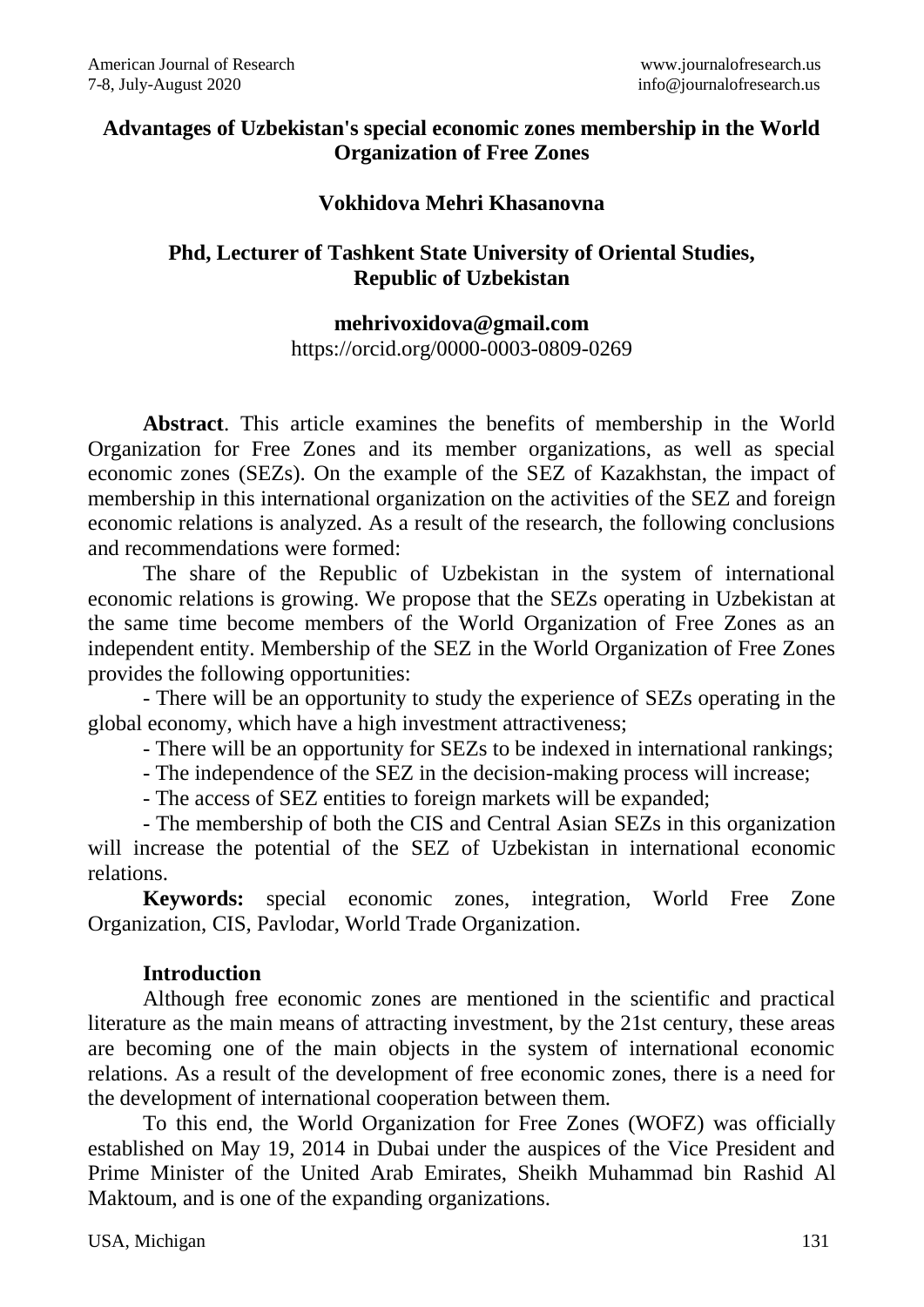# Advantages of Uzbekistan's special economic zones membership in the World Organization of Free Zones

**Vokhidova Mehri Khasanovna**

**Phd, Lecturer of Tashkent State University of Oriental Studies, Republic of Uzbekistan**

**mehrivoxidova@gmail.com**
https://orcid.org/0000-0003-0809-0269

**Abstract**. This article examines the benefits of membership in the World Organization for Free Zones and its member organizations, as well as special economic zones (SEZs). On the example of the SEZ of Kazakhstan, the impact of membership in this international organization on the activities of the SEZ and foreign economic relations is analyzed. As a result of the research, the following conclusions and recommendations were formed:

The share of the Republic of Uzbekistan in the system of international economic relations is growing. We propose that the SEZs operating in Uzbekistan at the same time become members of the World Organization of Free Zones as an independent entity. Membership of the SEZ in the World Organization of Free Zones provides the following opportunities:

- There will be an opportunity to study the experience of SEZs operating in the global economy, which have a high investment attractiveness;
- There will be an opportunity for SEZs to be indexed in international rankings;
- The independence of the SEZ in the decision-making process will increase;
- The access of SEZ entities to foreign markets will be expanded;
- The membership of both the CIS and Central Asian SEZs in this organization will increase the potential of the SEZ of Uzbekistan in international economic relations.

**Keywords:** special economic zones, integration, World Free Zone Organization, CIS, Pavlodar, World Trade Organization.

## Introduction

Although free economic zones are mentioned in the scientific and practical literature as the main means of attracting investment, by the 21st century, these areas are becoming one of the main objects in the system of international economic relations. As a result of the development of free economic zones, there is a need for the development of international cooperation between them.

To this end, the World Organization for Free Zones (WOFZ) was officially established on May 19, 2014 in Dubai under the auspices of the Vice President and Prime Minister of the United Arab Emirates, Sheikh Muhammad bin Rashid Al Maktoum, and is one of the expanding organizations.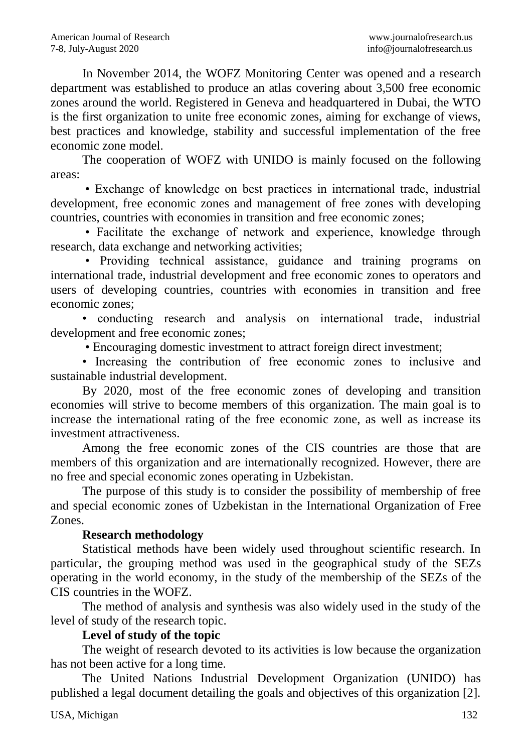In November 2014, the WOFZ Monitoring Center was opened and a research department was established to produce an atlas covering about 3,500 free economic zones around the world. Registered in Geneva and headquartered in Dubai, the WTO is the first organization to unite free economic zones, aiming for exchange of views, best practices and knowledge, stability and successful implementation of the free economic zone model.

The cooperation of WOFZ with UNIDO is mainly focused on the following areas:

- Exchange of knowledge on best practices in international trade, industrial development, free economic zones and management of free zones with developing countries, countries with economies in transition and free economic zones;
- Facilitate the exchange of network and experience, knowledge through research, data exchange and networking activities;
- Providing technical assistance, guidance and training programs on international trade, industrial development and free economic zones to operators and users of developing countries, countries with economies in transition and free economic zones;
- conducting research and analysis on international trade, industrial development and free economic zones;
- Encouraging domestic investment to attract foreign direct investment;
- Increasing the contribution of free economic zones to inclusive and sustainable industrial development.

By 2020, most of the free economic zones of developing and transition economies will strive to become members of this organization. The main goal is to increase the international rating of the free economic zone, as well as increase its investment attractiveness.

Among the free economic zones of the CIS countries are those that are members of this organization and are internationally recognized. However, there are no free and special economic zones operating in Uzbekistan.

The purpose of this study is to consider the possibility of membership of free and special economic zones of Uzbekistan in the International Organization of Free Zones.

**Research methodology**

Statistical methods have been widely used throughout scientific research. In particular, the grouping method was used in the geographical study of the SEZs operating in the world economy, in the study of the membership of the SEZs of the CIS countries in the WOFZ.

The method of analysis and synthesis was also widely used in the study of the level of study of the research topic.

**Level of study of the topic**

The weight of research devoted to its activities is low because the organization has not been active for a long time.

The United Nations Industrial Development Organization (UNIDO) has published a legal document detailing the goals and objectives of this organization [2].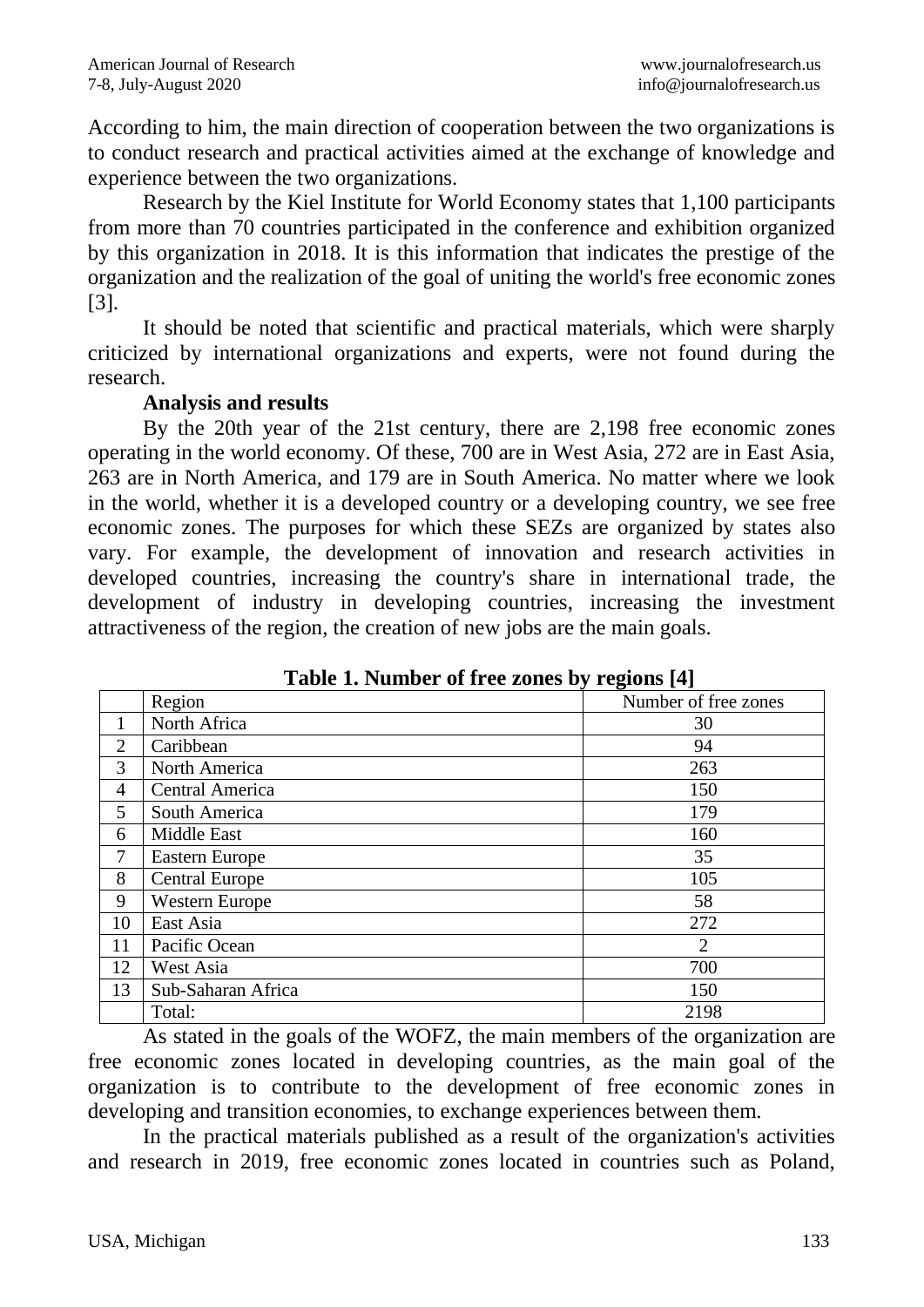According to him, the main direction of cooperation between the two organizations is to conduct research and practical activities aimed at the exchange of knowledge and experience between the two organizations.

Research by the Kiel Institute for World Economy states that 1,100 participants from more than 70 countries participated in the conference and exhibition organized by this organization in 2018. It is this information that indicates the prestige of the organization and the realization of the goal of uniting the world's free economic zones [3].

It should be noted that scientific and practical materials, which were sharply criticized by international organizations and experts, were not found during the research.

**Analysis and results**

By the 20th year of the 21st century, there are 2,198 free economic zones operating in the world economy. Of these, 700 are in West Asia, 272 are in East Asia, 263 are in North America, and 179 are in South America. No matter where we look in the world, whether it is a developed country or a developing country, we see free economic zones. The purposes for which these SEZs are organized by states also vary. For example, the development of innovation and research activities in developed countries, increasing the country's share in international trade, the development of industry in developing countries, increasing the investment attractiveness of the region, the creation of new jobs are the main goals.

**Table 1. Number of free zones by regions [4]**

| | Region | Number of free zones |
|---|---|---|
| 1 | North Africa | 30 |
| 2 | Caribbean | 94 |
| 3 | North America | 263 |
| 4 | Central America | 150 |
| 5 | South America | 179 |
| 6 | Middle East | 160 |
| 7 | Eastern Europe | 35 |
| 8 | Central Europe | 105 |
| 9 | Western Europe | 58 |
| 10 | East Asia | 272 |
| 11 | Pacific Ocean | 2 |
| 12 | West Asia | 700 |
| 13 | Sub-Saharan Africa | 150 |
| | Total: | 2198 |

As stated in the goals of the WOFZ, the main members of the organization are free economic zones located in developing countries, as the main goal of the organization is to contribute to the development of free economic zones in developing and transition economies, to exchange experiences between them.

In the practical materials published as a result of the organization's activities and research in 2019, free economic zones located in countries such as Poland,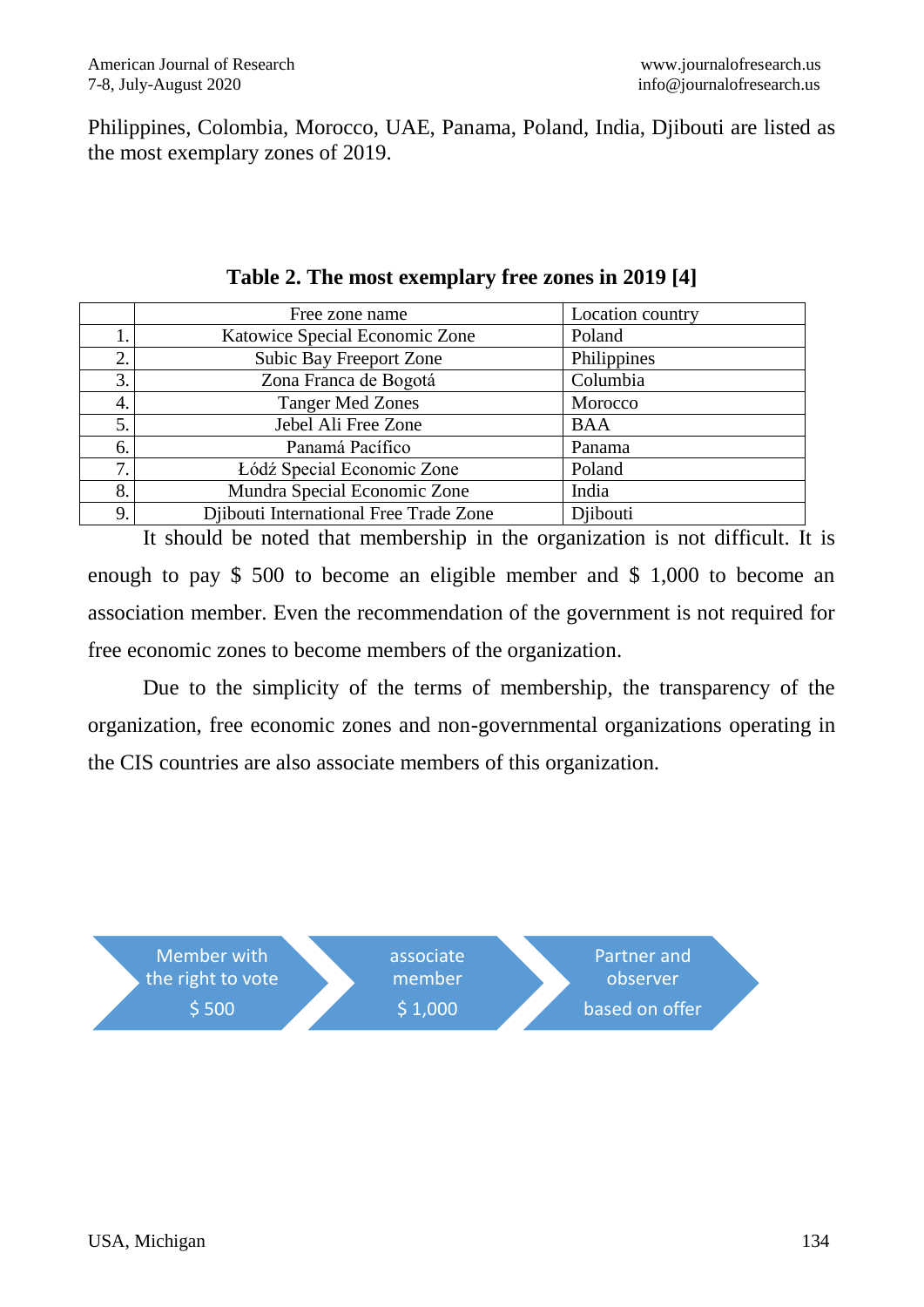Philippines, Colombia, Morocco, UAE, Panama, Poland, India, Djibouti are listed as the most exemplary zones of 2019.

**Table 2. The most exemplary free zones in 2019 [4]**

| | Free zone name | Location country |
|---|---|---|
| 1. | Katowice Special Economic Zone | Poland |
| 2. | Subic Bay Freeport Zone | Philippines |
| 3. | Zona Franca de Bogotá | Columbia |
| 4. | Tanger Med Zones | Morocco |
| 5. | Jebel Ali Free Zone | BAA |
| 6. | Panamá Pacífico | Panama |
| 7. | Łódź Special Economic Zone | Poland |
| 8. | Mundra Special Economic Zone | India |
| 9. | Djibouti International Free Trade Zone | Djibouti |

It should be noted that membership in the organization is not difficult. It is enough to pay $ 500 to become an eligible member and $ 1,000 to become an association member. Even the recommendation of the government is not required for free economic zones to become members of the organization.

Due to the simplicity of the terms of membership, the transparency of the organization, free economic zones and non-governmental organizations operating in the CIS countries are also associate members of this organization.

Member with the right to vote $ 500 → associate member $ 1,000 → Partner and observer based on offer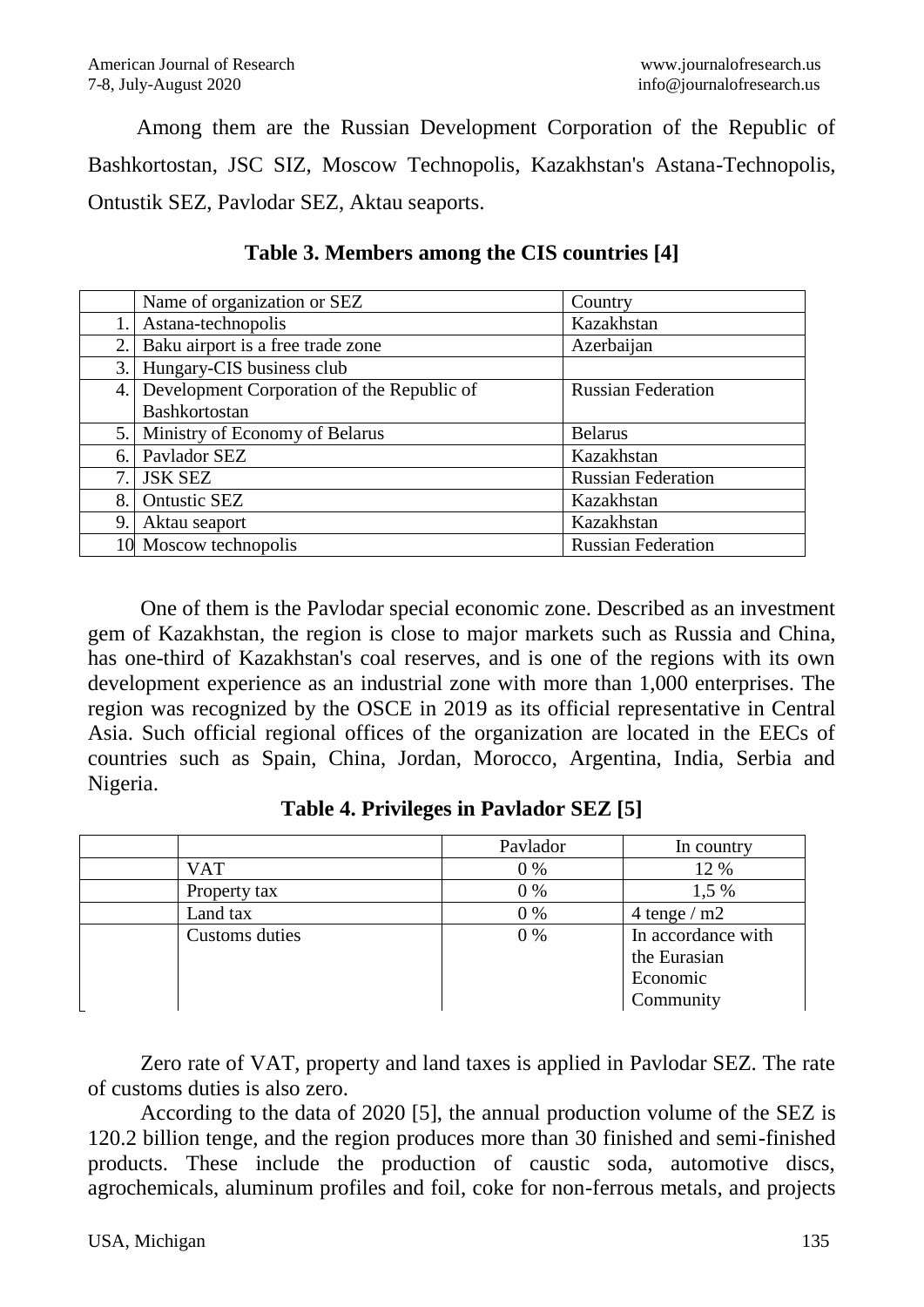Among them are the Russian Development Corporation of the Republic of Bashkortostan, JSC SIZ, Moscow Technopolis, Kazakhstan's Astana-Technopolis, Ontustik SEZ, Pavlodar SEZ, Aktau seaports.

**Table 3. Members among the CIS countries [4]**

| | Name of organization or SEZ | Country |
|---|---|---|
| 1. | Astana-technopolis | Kazakhstan |
| 2. | Baku airport is a free trade zone | Azerbaijan |
| 3. | Hungary-CIS business club | |
| 4. | Development Corporation of the Republic of Bashkortostan | Russian Federation |
| 5. | Ministry of Economy of Belarus | Belarus |
| 6. | Pavlador SEZ | Kazakhstan |
| 7. | JSK SEZ | Russian Federation |
| 8. | Ontustic SEZ | Kazakhstan |
| 9. | Aktau seaport | Kazakhstan |
| 10 | Moscow technopolis | Russian Federation |

One of them is the Pavlodar special economic zone. Described as an investment gem of Kazakhstan, the region is close to major markets such as Russia and China, has one-third of Kazakhstan's coal reserves, and is one of the regions with its own development experience as an industrial zone with more than 1,000 enterprises. The region was recognized by the OSCE in 2019 as its official representative in Central Asia. Such official regional offices of the organization are located in the EECs of countries such as Spain, China, Jordan, Morocco, Argentina, India, Serbia and Nigeria.

**Table 4. Privileges in Pavlador SEZ [5]**

| | | Pavlador | In country |
|---|---|---|---|
| | VAT | 0 % | 12 % |
| | Property tax | 0 % | 1,5 % |
| | Land tax | 0 % | 4 tenge / m2 |
| | Customs duties | 0 % | In accordance with the Eurasian Economic Community |

Zero rate of VAT, property and land taxes is applied in Pavlodar SEZ. The rate of customs duties is also zero.

According to the data of 2020 [5], the annual production volume of the SEZ is 120.2 billion tenge, and the region produces more than 30 finished and semi-finished products. These include the production of caustic soda, automotive discs, agrochemicals, aluminum profiles and foil, coke for non-ferrous metals, and projects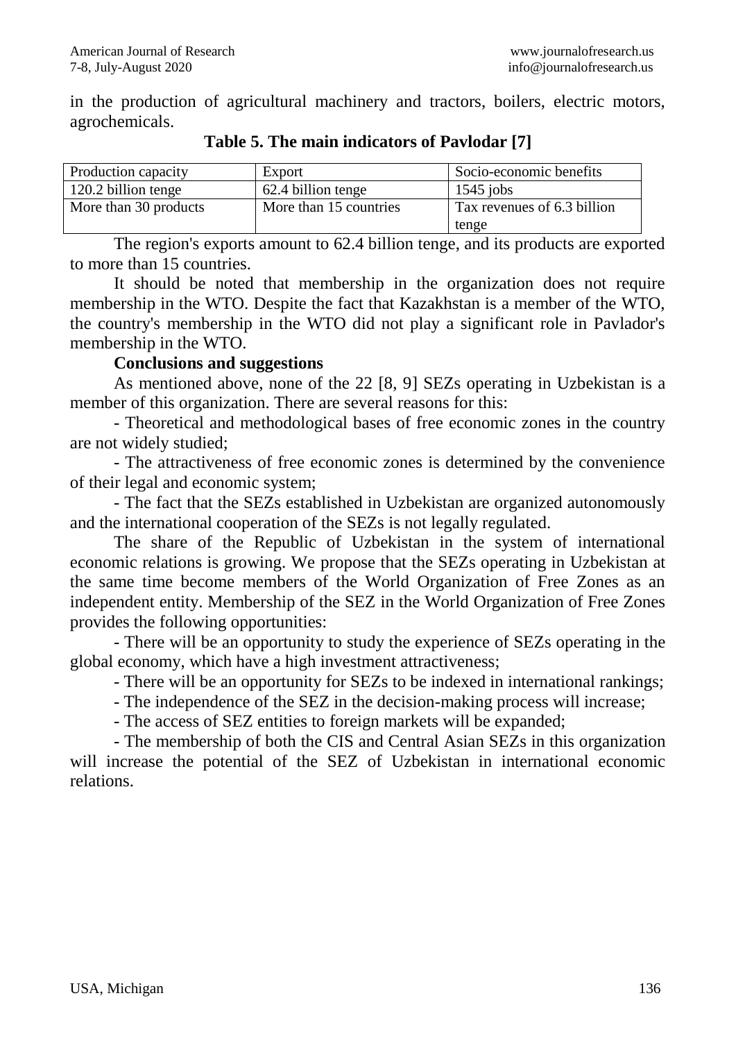in the production of agricultural machinery and tractors, boilers, electric motors, agrochemicals.

**Table 5. The main indicators of Pavlodar [7]**

| Production capacity | Export | Socio-economic benefits |
|---|---|---|
| 120.2 billion tenge | 62.4 billion tenge | 1545 jobs |
| More than 30 products | More than 15 countries | Tax revenues of 6.3 billion tenge |

The region's exports amount to 62.4 billion tenge, and its products are exported to more than 15 countries.

It should be noted that membership in the organization does not require membership in the WTO. Despite the fact that Kazakhstan is a member of the WTO, the country's membership in the WTO did not play a significant role in Pavlador's membership in the WTO.

**Conclusions and suggestions**

As mentioned above, none of the 22 [8, 9] SEZs operating in Uzbekistan is a member of this organization. There are several reasons for this:

- Theoretical and methodological bases of free economic zones in the country are not widely studied;
- The attractiveness of free economic zones is determined by the convenience of their legal and economic system;
- The fact that the SEZs established in Uzbekistan are organized autonomously and the international cooperation of the SEZs is not legally regulated.

The share of the Republic of Uzbekistan in the system of international economic relations is growing. We propose that the SEZs operating in Uzbekistan at the same time become members of the World Organization of Free Zones as an independent entity. Membership of the SEZ in the World Organization of Free Zones provides the following opportunities:

- There will be an opportunity to study the experience of SEZs operating in the global economy, which have a high investment attractiveness;
- There will be an opportunity for SEZs to be indexed in international rankings;
- The independence of the SEZ in the decision-making process will increase;
- The access of SEZ entities to foreign markets will be expanded;
- The membership of both the CIS and Central Asian SEZs in this organization will increase the potential of the SEZ of Uzbekistan in international economic relations.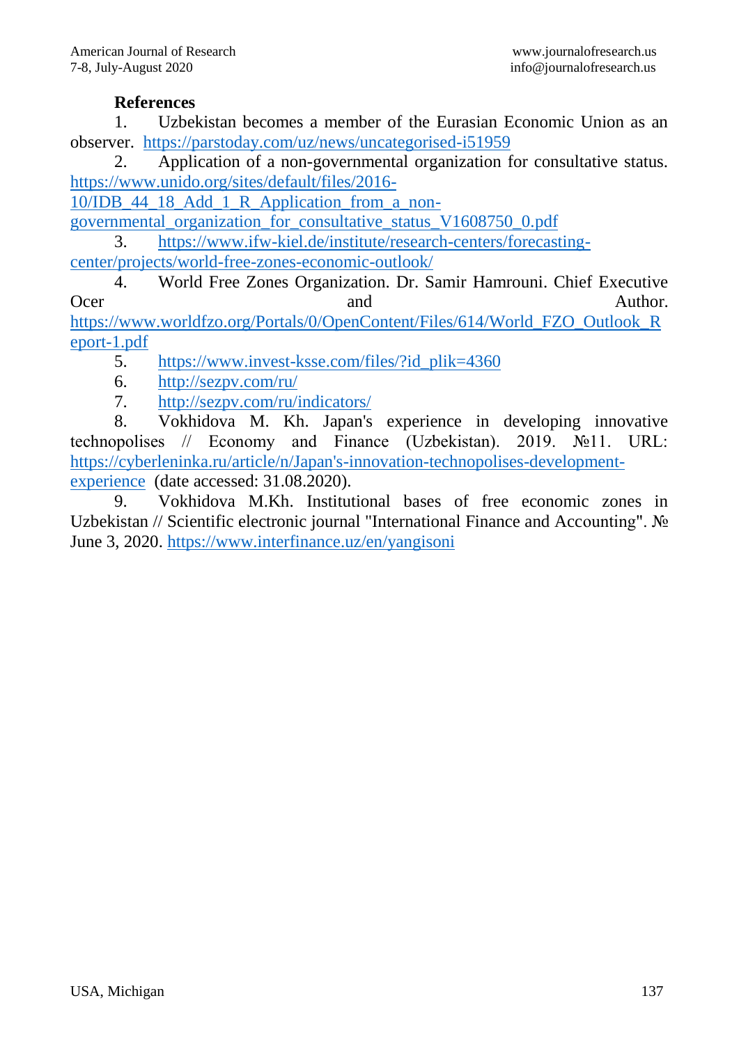## References

1. Uzbekistan becomes a member of the Eurasian Economic Union as an observer. https://parstoday.com/uz/news/uncategorised-i51959
2. Application of a non-governmental organization for consultative status. https://www.unido.org/sites/default/files/2016-10/IDB_44_18_Add_1_R_Application_from_a_non-governmental_organization_for_consultative_status_V1608750_0.pdf
3. https://www.ifw-kiel.de/institute/research-centers/forecasting-center/projects/world-free-zones-economic-outlook/
4. World Free Zones Organization. Dr. Samir Hamrouni. Chief Executive Ocer and Author. https://www.worldfzo.org/Portals/0/OpenContent/Files/614/World_FZO_Outlook_Report-1.pdf
5. https://www.invest-ksse.com/files/?id_plik=4360
6. http://sezpv.com/ru/
7. http://sezpv.com/ru/indicators/
8. Vokhidova M. Kh. Japan's experience in developing innovative technopolises // Economy and Finance (Uzbekistan). 2019. №11. URL: https://cyberleninka.ru/article/n/Japan's-innovation-technopolises-development-experience (date accessed: 31.08.2020).
9. Vokhidova M.Kh. Institutional bases of free economic zones in Uzbekistan // Scientific electronic journal "International Finance and Accounting". № June 3, 2020. https://www.interfinance.uz/en/yangisoni